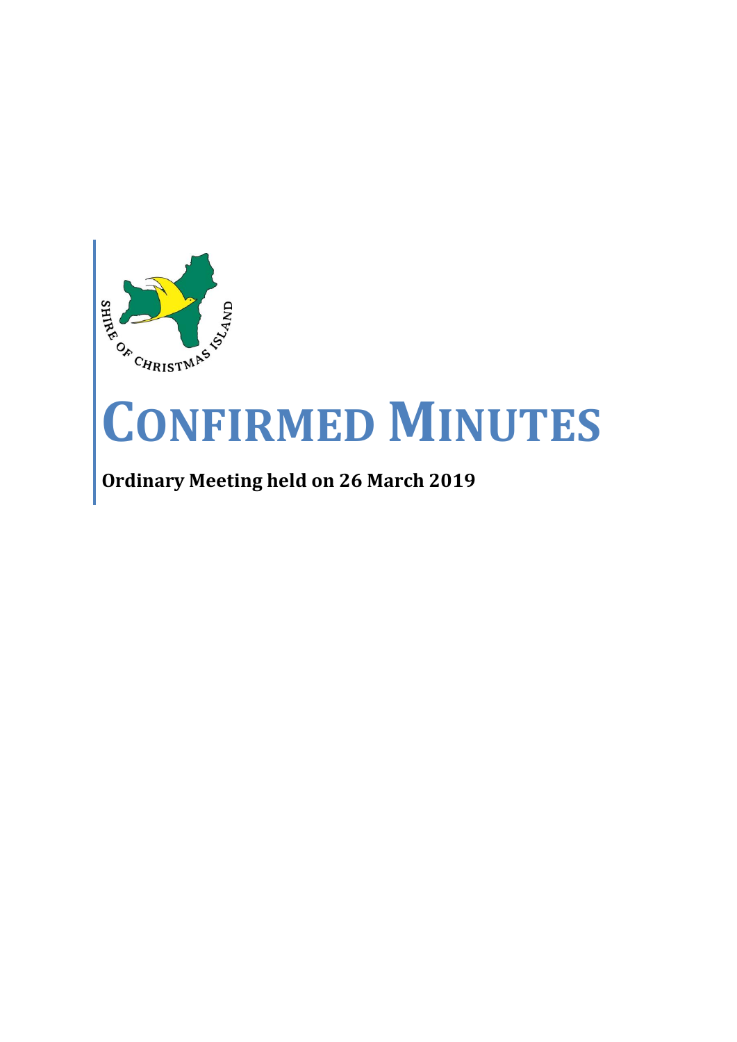# CONFIRMED MINUTES

**Ordinary Meeting held on 26 March 2019**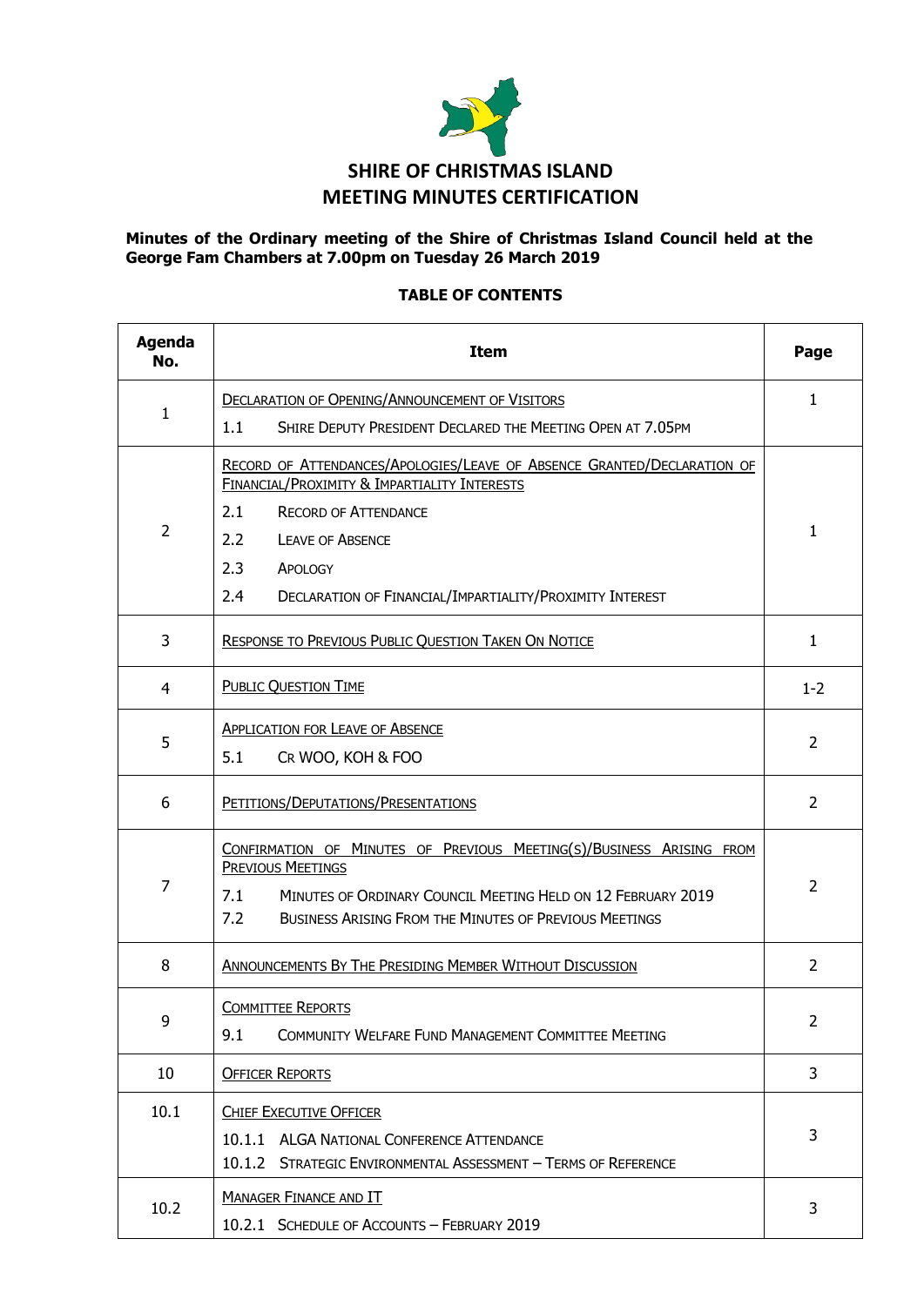# SHIRE OF CHRISTMAS ISLAND

# MEETING MINUTES CERTIFICATION

**Minutes of the Ordinary meeting of the Shire of Christmas Island Council held at the George Fam Chambers at 7.00pm on Tuesday 26 March 2019**

**TABLE OF CONTENTS**

| Agenda No. | Item | Page |
|---|---|---|
| 1 | DECLARATION OF OPENING/ANNOUNCEMENT OF VISITORS<br>1.1 SHIRE DEPUTY PRESIDENT DECLARED THE MEETING OPEN AT 7.05PM | 1 |
| 2 | RECORD OF ATTENDANCES/APOLOGIES/LEAVE OF ABSENCE GRANTED/DECLARATION OF FINANCIAL/PROXIMITY & IMPARTIALITY INTERESTS<br>2.1 RECORD OF ATTENDANCE<br>2.2 LEAVE OF ABSENCE<br>2.3 APOLOGY<br>2.4 DECLARATION OF FINANCIAL/IMPARTIALITY/PROXIMITY INTEREST | 1 |
| 3 | RESPONSE TO PREVIOUS PUBLIC QUESTION TAKEN ON NOTICE | 1 |
| 4 | PUBLIC QUESTION TIME | 1-2 |
| 5 | APPLICATION FOR LEAVE OF ABSENCE<br>5.1 CR WOO, KOH & FOO | 2 |
| 6 | PETITIONS/DEPUTATIONS/PRESENTATIONS | 2 |
| 7 | CONFIRMATION OF MINUTES OF PREVIOUS MEETING(S)/BUSINESS ARISING FROM PREVIOUS MEETINGS<br>7.1 MINUTES OF ORDINARY COUNCIL MEETING HELD ON 12 FEBRUARY 2019<br>7.2 BUSINESS ARISING FROM THE MINUTES OF PREVIOUS MEETINGS | 2 |
| 8 | ANNOUNCEMENTS BY THE PRESIDING MEMBER WITHOUT DISCUSSION | 2 |
| 9 | COMMITTEE REPORTS<br>9.1 COMMUNITY WELFARE FUND MANAGEMENT COMMITTEE MEETING | 2 |
| 10 | OFFICER REPORTS | 3 |
| 10.1 | CHIEF EXECUTIVE OFFICER<br>10.1.1 ALGA NATIONAL CONFERENCE ATTENDANCE<br>10.1.2 STRATEGIC ENVIRONMENTAL ASSESSMENT – TERMS OF REFERENCE | 3 |
| 10.2 | MANAGER FINANCE AND IT<br>10.2.1 SCHEDULE OF ACCOUNTS – FEBRUARY 2019 | 3 |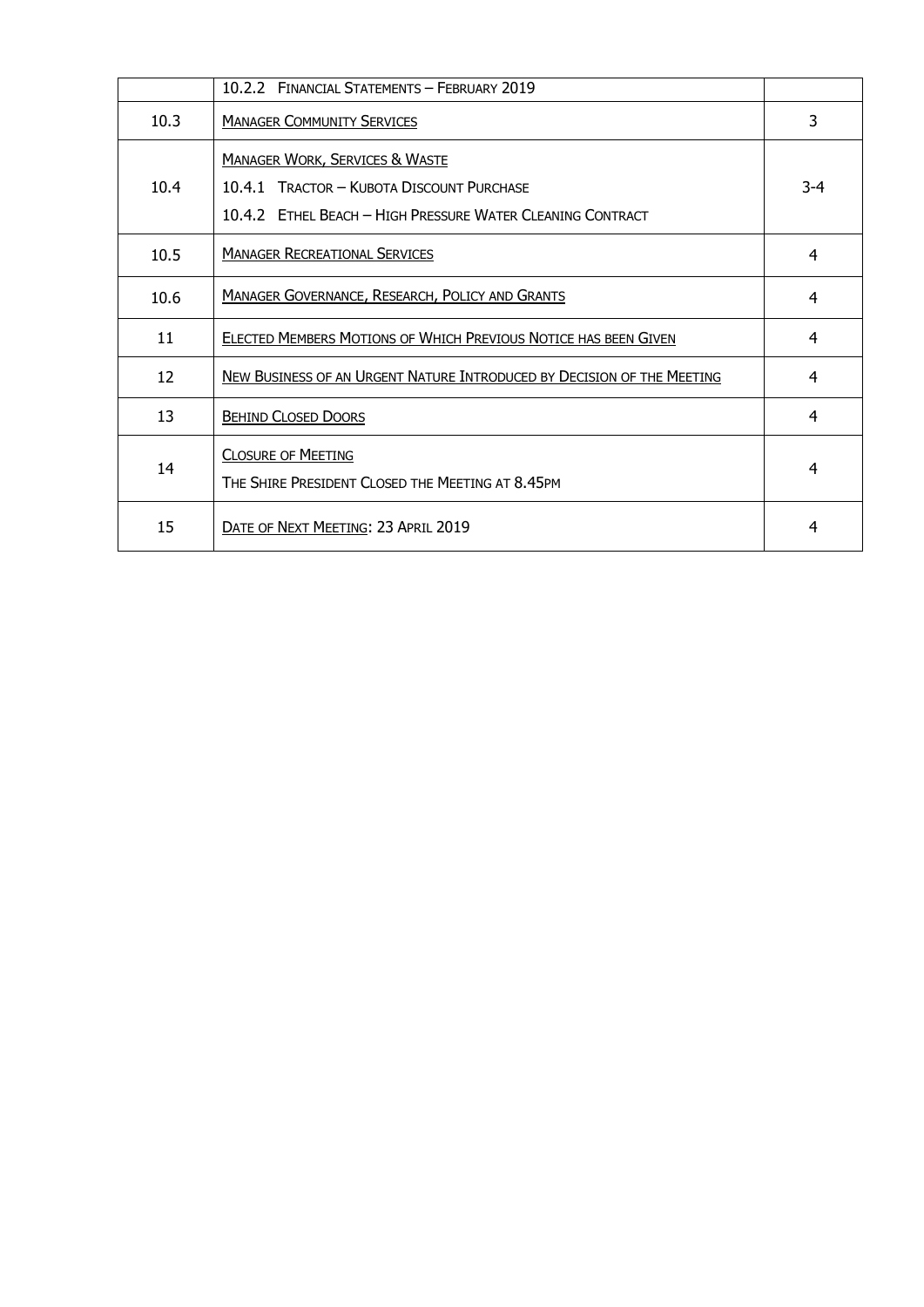|  |  |  |
|---|---|---|
|  | 10.2.2 Financial Statements – February 2019 |  |
| 10.3 | Manager Community Services | 3 |
| 10.4 | Manager Work, Services & Waste<br>10.4.1 Tractor – Kubota Discount Purchase<br>10.4.2 Ethel Beach – High Pressure Water Cleaning Contract | 3-4 |
| 10.5 | Manager Recreational Services | 4 |
| 10.6 | Manager Governance, Research, Policy and Grants | 4 |
| 11 | Elected Members Motions of Which Previous Notice has been Given | 4 |
| 12 | New Business of an Urgent Nature Introduced by Decision of the Meeting | 4 |
| 13 | Behind Closed Doors | 4 |
| 14 | Closure of Meeting<br>The Shire President Closed the Meeting at 8.45pm | 4 |
| 15 | Date of Next Meeting: 23 April 2019 | 4 |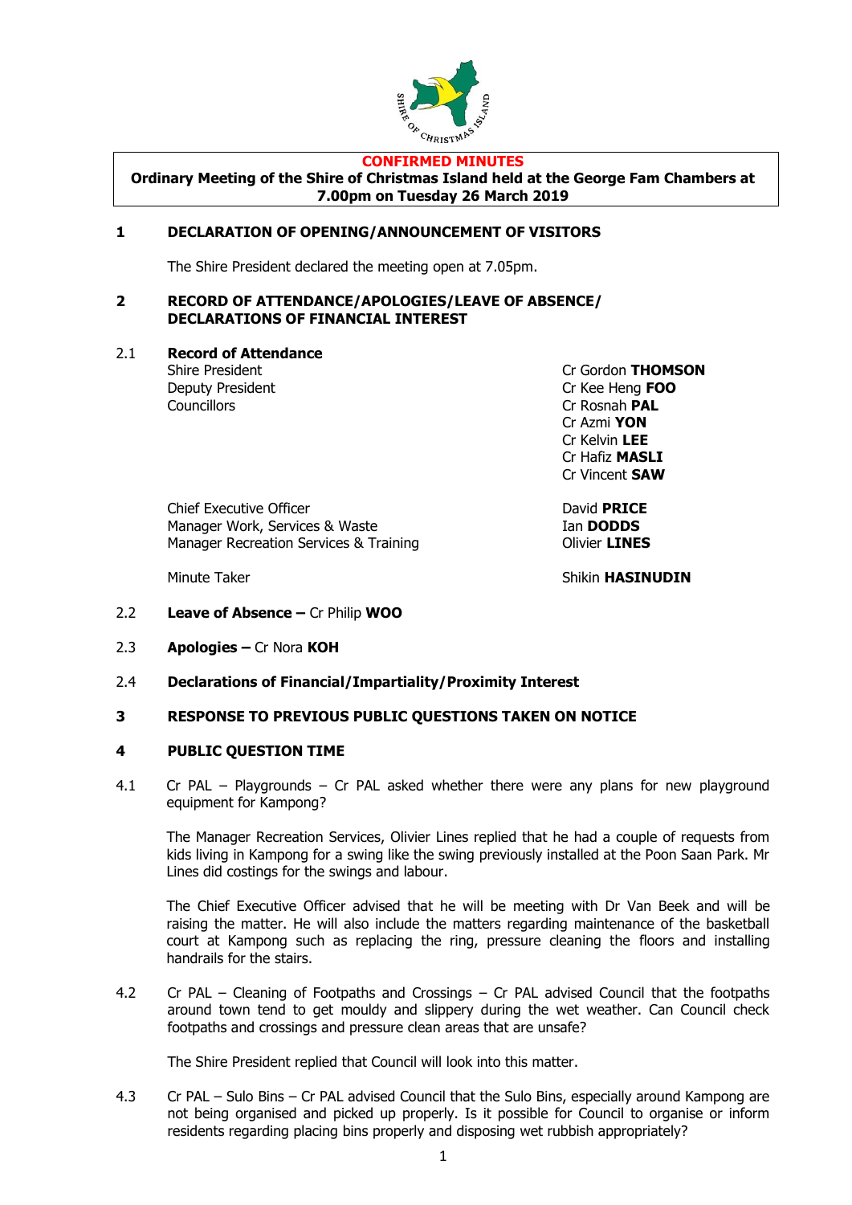**CONFIRMED MINUTES**

**Ordinary Meeting of the Shire of Christmas Island held at the George Fam Chambers at 7.00pm on Tuesday 26 March 2019**

## 1 DECLARATION OF OPENING/ANNOUNCEMENT OF VISITORS

The Shire President declared the meeting open at 7.05pm.

## 2 RECORD OF ATTENDANCE/APOLOGIES/LEAVE OF ABSENCE/ DECLARATIONS OF FINANCIAL INTEREST

### 2.1 Record of Attendance

| | |
|---|---|
| Shire President | Cr Gordon **THOMSON** |
| Deputy President | Cr Kee Heng **FOO** |
| Councillors | Cr Rosnah **PAL** |
| | Cr Azmi **YON** |
| | Cr Kelvin **LEE** |
| | Cr Hafiz **MASLI** |
| | Cr Vincent **SAW** |
| Chief Executive Officer | David **PRICE** |
| Manager Work, Services & Waste | Ian **DODDS** |
| Manager Recreation Services & Training | Olivier **LINES** |
| Minute Taker | Shikin **HASINUDIN** |

2.2 **Leave of Absence –** Cr Philip **WOO**

2.3 **Apologies –** Cr Nora **KOH**

2.4 **Declarations of Financial/Impartiality/Proximity Interest**

## 3 RESPONSE TO PREVIOUS PUBLIC QUESTIONS TAKEN ON NOTICE

## 4 PUBLIC QUESTION TIME

4.1 Cr PAL – Playgrounds – Cr PAL asked whether there were any plans for new playground equipment for Kampong?

The Manager Recreation Services, Olivier Lines replied that he had a couple of requests from kids living in Kampong for a swing like the swing previously installed at the Poon Saan Park. Mr Lines did costings for the swings and labour.

The Chief Executive Officer advised that he will be meeting with Dr Van Beek and will be raising the matter. He will also include the matters regarding maintenance of the basketball court at Kampong such as replacing the ring, pressure cleaning the floors and installing handrails for the stairs.

4.2 Cr PAL – Cleaning of Footpaths and Crossings – Cr PAL advised Council that the footpaths around town tend to get mouldy and slippery during the wet weather. Can Council check footpaths and crossings and pressure clean areas that are unsafe?

The Shire President replied that Council will look into this matter.

4.3 Cr PAL – Sulo Bins – Cr PAL advised Council that the Sulo Bins, especially around Kampong are not being organised and picked up properly. Is it possible for Council to organise or inform residents regarding placing bins properly and disposing wet rubbish appropriately?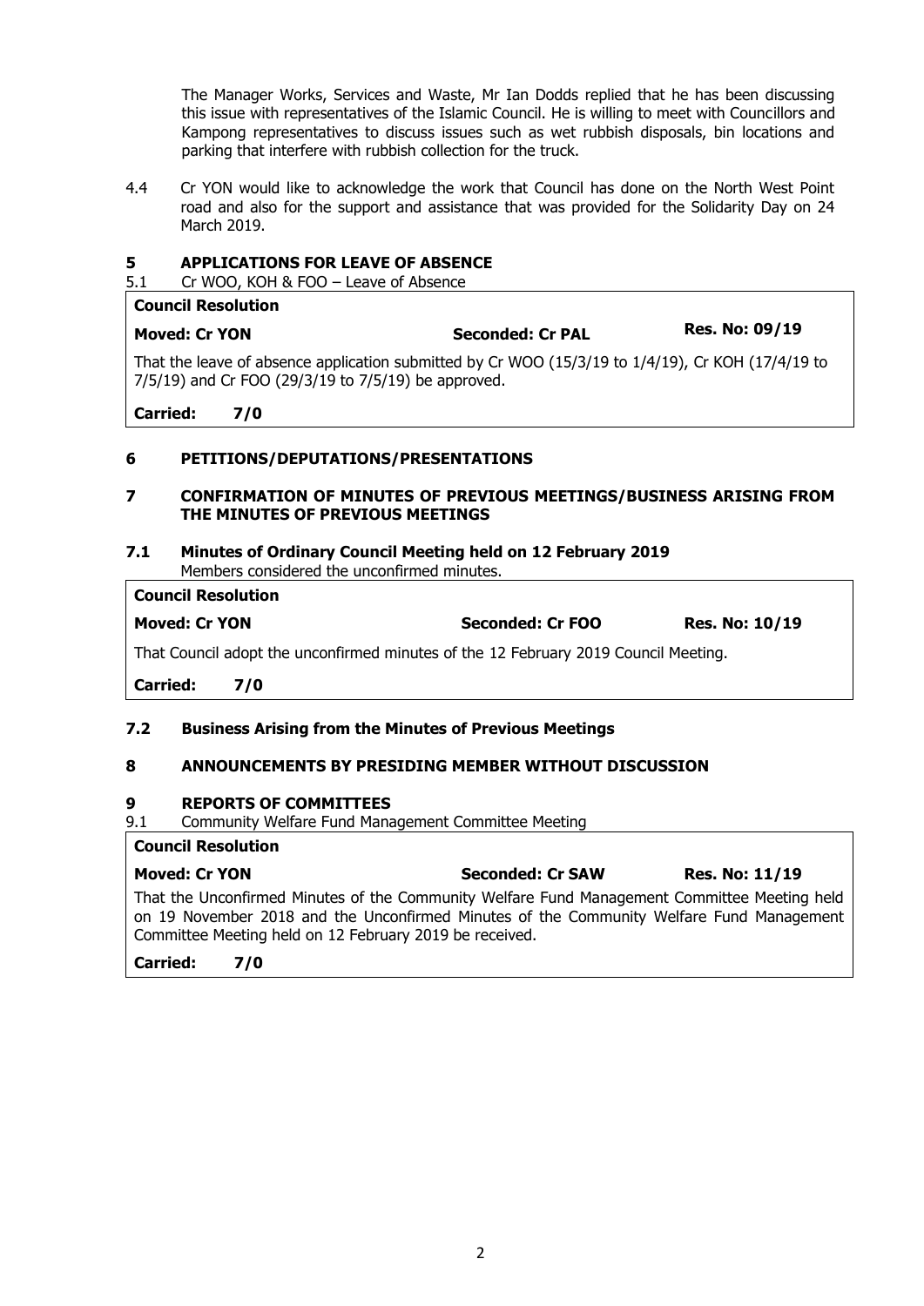The Manager Works, Services and Waste, Mr Ian Dodds replied that he has been discussing this issue with representatives of the Islamic Council. He is willing to meet with Councillors and Kampong representatives to discuss issues such as wet rubbish disposals, bin locations and parking that interfere with rubbish collection for the truck.

4.4 Cr YON would like to acknowledge the work that Council has done on the North West Point road and also for the support and assistance that was provided for the Solidarity Day on 24 March 2019.

## 5 APPLICATIONS FOR LEAVE OF ABSENCE

5.1 Cr WOO, KOH & FOO – Leave of Absence

**Council Resolution**

**Moved: Cr YON** | **Seconded: Cr PAL** | **Res. No: 09/19**

That the leave of absence application submitted by Cr WOO (15/3/19 to 1/4/19), Cr KOH (17/4/19 to 7/5/19) and Cr FOO (29/3/19 to 7/5/19) be approved.

**Carried: 7/0**

## 6 PETITIONS/DEPUTATIONS/PRESENTATIONS

## 7 CONFIRMATION OF MINUTES OF PREVIOUS MEETINGS/BUSINESS ARISING FROM THE MINUTES OF PREVIOUS MEETINGS

### 7.1 Minutes of Ordinary Council Meeting held on 12 February 2019

Members considered the unconfirmed minutes.

**Council Resolution**

**Moved: Cr YON** | **Seconded: Cr FOO** | **Res. No: 10/19**

That Council adopt the unconfirmed minutes of the 12 February 2019 Council Meeting.

**Carried: 7/0**

### 7.2 Business Arising from the Minutes of Previous Meetings

## 8 ANNOUNCEMENTS BY PRESIDING MEMBER WITHOUT DISCUSSION

## 9 REPORTS OF COMMITTEES

9.1 Community Welfare Fund Management Committee Meeting

**Council Resolution**

**Moved: Cr YON** | **Seconded: Cr SAW** | **Res. No: 11/19**

That the Unconfirmed Minutes of the Community Welfare Fund Management Committee Meeting held on 19 November 2018 and the Unconfirmed Minutes of the Community Welfare Fund Management Committee Meeting held on 12 February 2019 be received.

**Carried: 7/0**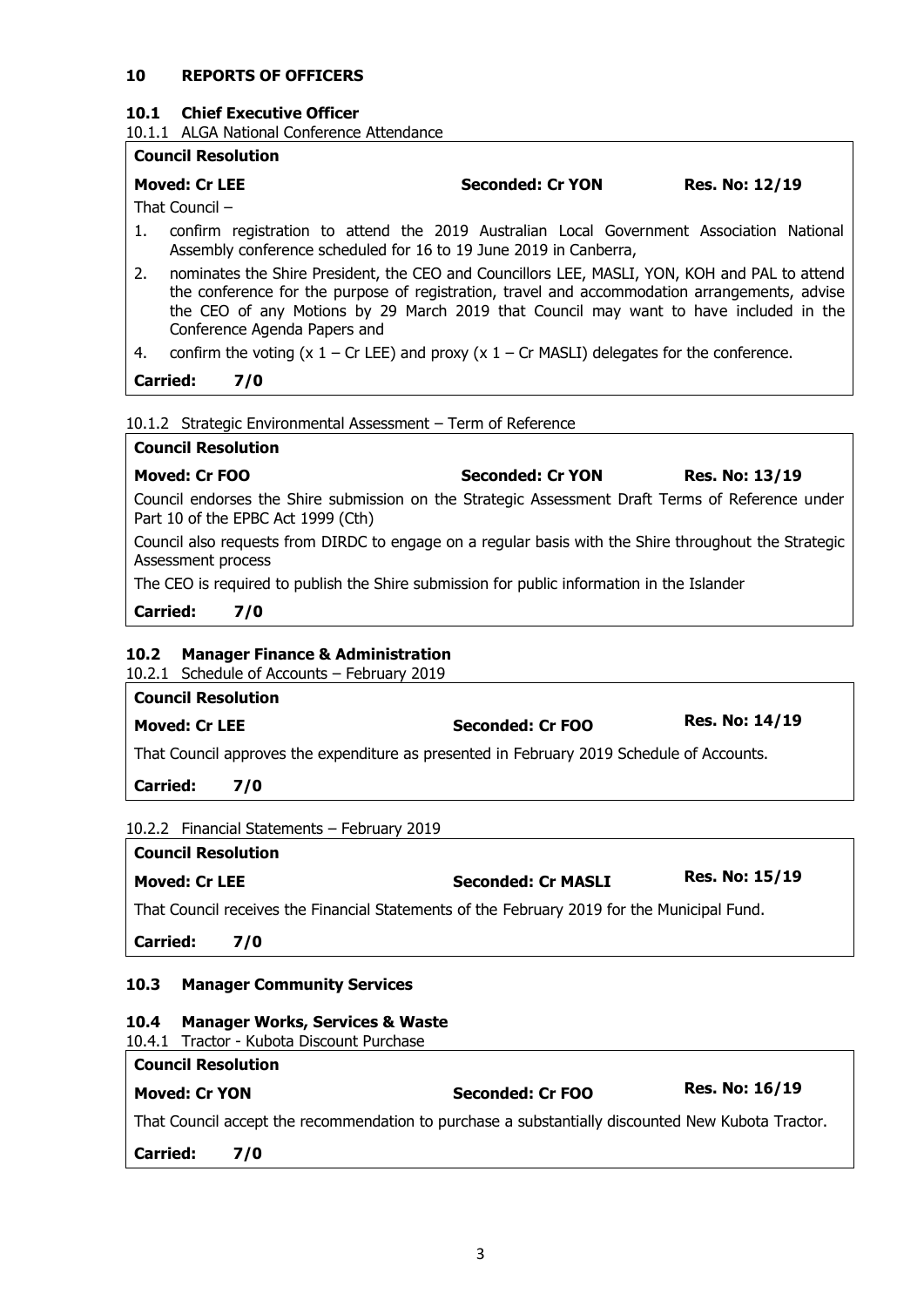## 10 REPORTS OF OFFICERS

### 10.1 Chief Executive Officer

10.1.1 ALGA National Conference Attendance

**Council Resolution**

**Moved: Cr LEE** **Seconded: Cr YON** **Res. No: 12/19**

That Council –

1. confirm registration to attend the 2019 Australian Local Government Association National Assembly conference scheduled for 16 to 19 June 2019 in Canberra,
2. nominates the Shire President, the CEO and Councillors LEE, MASLI, YON, KOH and PAL to attend the conference for the purpose of registration, travel and accommodation arrangements, advise the CEO of any Motions by 29 March 2019 that Council may want to have included in the Conference Agenda Papers and
4. confirm the voting (x 1 – Cr LEE) and proxy (x 1 – Cr MASLI) delegates for the conference.

**Carried: 7/0**

10.1.2 Strategic Environmental Assessment – Term of Reference

**Council Resolution**

**Moved: Cr FOO** **Seconded: Cr YON** **Res. No: 13/19**

Council endorses the Shire submission on the Strategic Assessment Draft Terms of Reference under Part 10 of the EPBC Act 1999 (Cth)

Council also requests from DIRDC to engage on a regular basis with the Shire throughout the Strategic Assessment process

The CEO is required to publish the Shire submission for public information in the Islander

**Carried: 7/0**

### 10.2 Manager Finance & Administration

10.2.1 Schedule of Accounts – February 2019

**Council Resolution**

**Moved: Cr LEE** **Seconded: Cr FOO** **Res. No: 14/19**

That Council approves the expenditure as presented in February 2019 Schedule of Accounts.

**Carried: 7/0**

10.2.2 Financial Statements – February 2019

**Council Resolution**

**Moved: Cr LEE** **Seconded: Cr MASLI** **Res. No: 15/19**

That Council receives the Financial Statements of the February 2019 for the Municipal Fund.

**Carried: 7/0**

### 10.3 Manager Community Services

### 10.4 Manager Works, Services & Waste

10.4.1 Tractor - Kubota Discount Purchase

**Council Resolution**

**Moved: Cr YON** **Seconded: Cr FOO** **Res. No: 16/19**

That Council accept the recommendation to purchase a substantially discounted New Kubota Tractor.

**Carried: 7/0**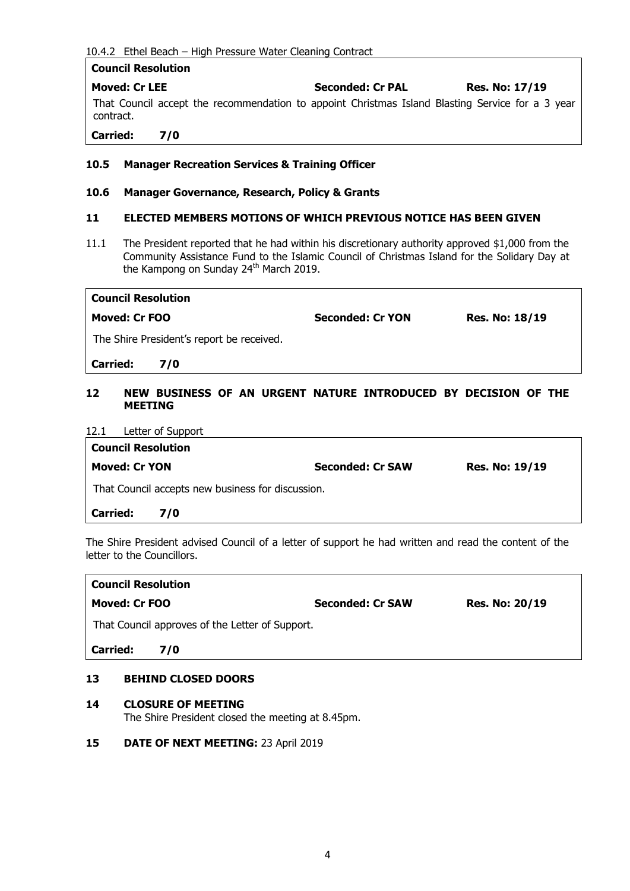10.4.2 Ethel Beach – High Pressure Water Cleaning Contract

| **Council Resolution** | | |
|---|---|---|
| **Moved: Cr LEE** | **Seconded: Cr PAL** | **Res. No: 17/19** |
| That Council accept the recommendation to appoint Christmas Island Blasting Service for a 3 year contract. | | |
| **Carried: 7/0** | | |

### 10.5 Manager Recreation Services & Training Officer

### 10.6 Manager Governance, Research, Policy & Grants

## 11 ELECTED MEMBERS MOTIONS OF WHICH PREVIOUS NOTICE HAS BEEN GIVEN

11.1 The President reported that he had within his discretionary authority approved $1,000 from the Community Assistance Fund to the Islamic Council of Christmas Island for the Solidary Day at the Kampong on Sunday 24th March 2019.

| **Council Resolution** | | |
|---|---|---|
| **Moved: Cr FOO** | **Seconded: Cr YON** | **Res. No: 18/19** |
| The Shire President's report be received. | | |
| **Carried: 7/0** | | |

## 12 NEW BUSINESS OF AN URGENT NATURE INTRODUCED BY DECISION OF THE MEETING

12.1 Letter of Support

| **Council Resolution** | | |
|---|---|---|
| **Moved: Cr YON** | **Seconded: Cr SAW** | **Res. No: 19/19** |
| That Council accepts new business for discussion. | | |
| **Carried: 7/0** | | |

The Shire President advised Council of a letter of support he had written and read the content of the letter to the Councillors.

| **Council Resolution** | | |
|---|---|---|
| **Moved: Cr FOO** | **Seconded: Cr SAW** | **Res. No: 20/19** |
| That Council approves of the Letter of Support. | | |
| **Carried: 7/0** | | |

## 13 BEHIND CLOSED DOORS

## 14 CLOSURE OF MEETING

The Shire President closed the meeting at 8.45pm.

## 15 DATE OF NEXT MEETING: 23 April 2019